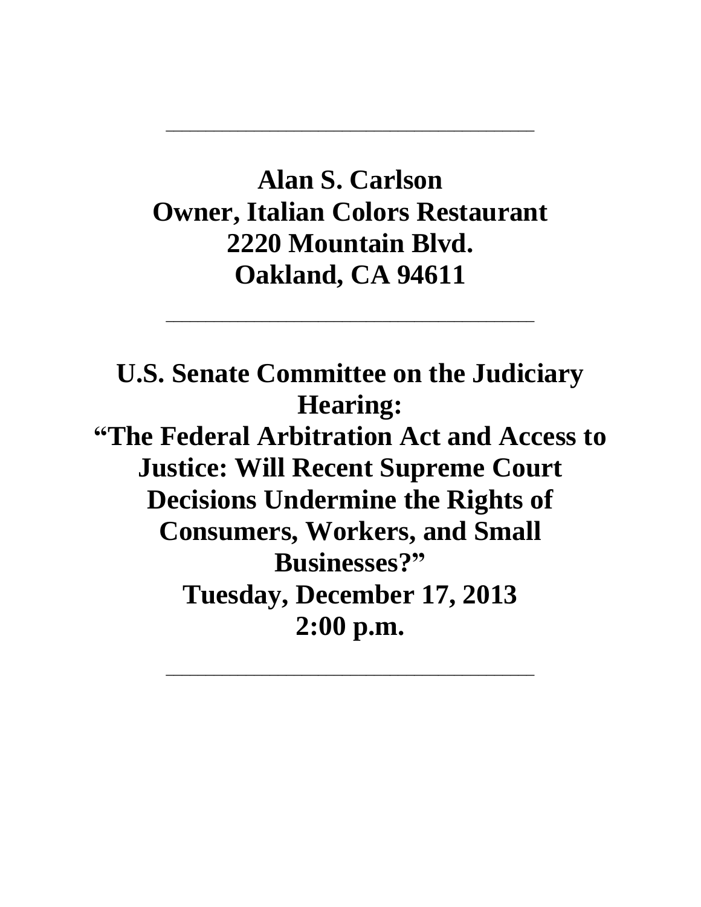---

**Alan S. Carlson**
**Owner, Italian Colors Restaurant**
**2220 Mountain Blvd.**
**Oakland, CA 94611**

---

**U.S. Senate Committee on the Judiciary Hearing:**
**"The Federal Arbitration Act and Access to Justice: Will Recent Supreme Court Decisions Undermine the Rights of Consumers, Workers, and Small Businesses?"**
**Tuesday, December 17, 2013**
**2:00 p.m.**

---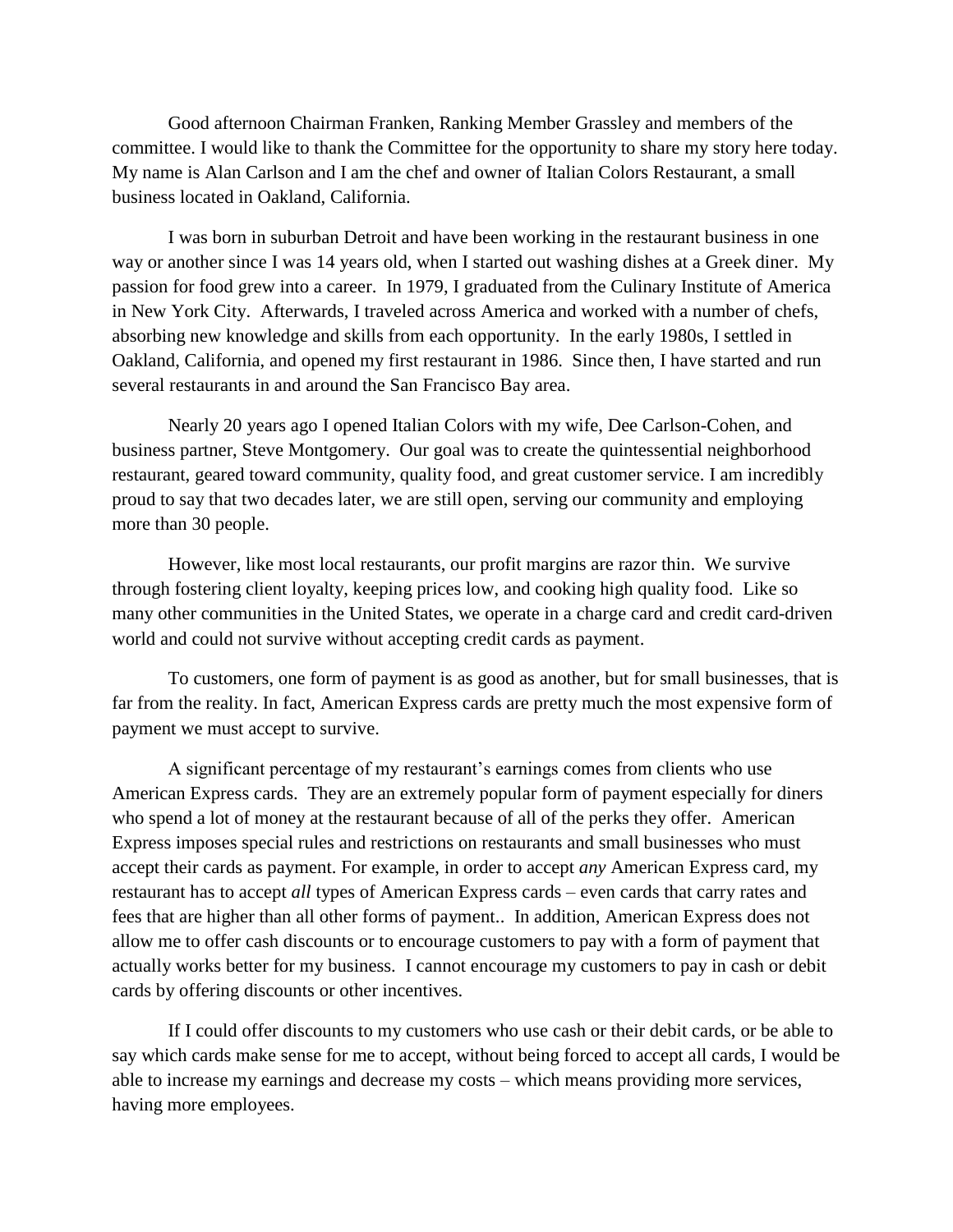Good afternoon Chairman Franken, Ranking Member Grassley and members of the committee. I would like to thank the Committee for the opportunity to share my story here today. My name is Alan Carlson and I am the chef and owner of Italian Colors Restaurant, a small business located in Oakland, California.

I was born in suburban Detroit and have been working in the restaurant business in one way or another since I was 14 years old, when I started out washing dishes at a Greek diner. My passion for food grew into a career. In 1979, I graduated from the Culinary Institute of America in New York City. Afterwards, I traveled across America and worked with a number of chefs, absorbing new knowledge and skills from each opportunity. In the early 1980s, I settled in Oakland, California, and opened my first restaurant in 1986. Since then, I have started and run several restaurants in and around the San Francisco Bay area.

Nearly 20 years ago I opened Italian Colors with my wife, Dee Carlson-Cohen, and business partner, Steve Montgomery. Our goal was to create the quintessential neighborhood restaurant, geared toward community, quality food, and great customer service. I am incredibly proud to say that two decades later, we are still open, serving our community and employing more than 30 people.

However, like most local restaurants, our profit margins are razor thin. We survive through fostering client loyalty, keeping prices low, and cooking high quality food. Like so many other communities in the United States, we operate in a charge card and credit card-driven world and could not survive without accepting credit cards as payment.

To customers, one form of payment is as good as another, but for small businesses, that is far from the reality. In fact, American Express cards are pretty much the most expensive form of payment we must accept to survive.

A significant percentage of my restaurant's earnings comes from clients who use American Express cards. They are an extremely popular form of payment especially for diners who spend a lot of money at the restaurant because of all of the perks they offer. American Express imposes special rules and restrictions on restaurants and small businesses who must accept their cards as payment. For example, in order to accept *any* American Express card, my restaurant has to accept *all* types of American Express cards – even cards that carry rates and fees that are higher than all other forms of payment.. In addition, American Express does not allow me to offer cash discounts or to encourage customers to pay with a form of payment that actually works better for my business. I cannot encourage my customers to pay in cash or debit cards by offering discounts or other incentives.

If I could offer discounts to my customers who use cash or their debit cards, or be able to say which cards make sense for me to accept, without being forced to accept all cards, I would be able to increase my earnings and decrease my costs – which means providing more services, having more employees.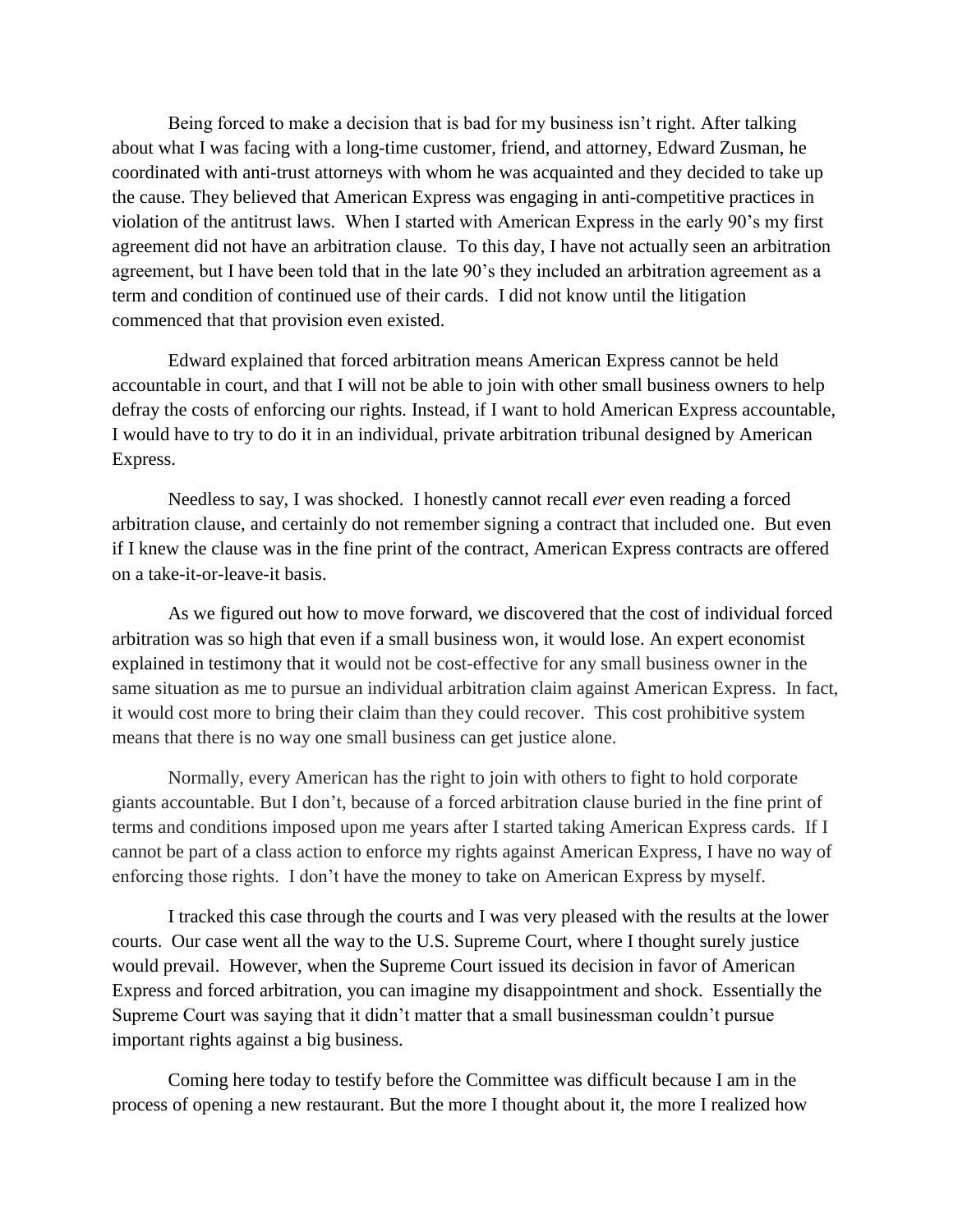Being forced to make a decision that is bad for my business isn't right. After talking about what I was facing with a long-time customer, friend, and attorney, Edward Zusman, he coordinated with anti-trust attorneys with whom he was acquainted and they decided to take up the cause. They believed that American Express was engaging in anti-competitive practices in violation of the antitrust laws. When I started with American Express in the early 90's my first agreement did not have an arbitration clause. To this day, I have not actually seen an arbitration agreement, but I have been told that in the late 90's they included an arbitration agreement as a term and condition of continued use of their cards. I did not know until the litigation commenced that that provision even existed.

Edward explained that forced arbitration means American Express cannot be held accountable in court, and that I will not be able to join with other small business owners to help defray the costs of enforcing our rights. Instead, if I want to hold American Express accountable, I would have to try to do it in an individual, private arbitration tribunal designed by American Express.

Needless to say, I was shocked. I honestly cannot recall *ever* even reading a forced arbitration clause, and certainly do not remember signing a contract that included one. But even if I knew the clause was in the fine print of the contract, American Express contracts are offered on a take-it-or-leave-it basis.

As we figured out how to move forward, we discovered that the cost of individual forced arbitration was so high that even if a small business won, it would lose. An expert economist explained in testimony that it would not be cost-effective for any small business owner in the same situation as me to pursue an individual arbitration claim against American Express. In fact, it would cost more to bring their claim than they could recover. This cost prohibitive system means that there is no way one small business can get justice alone.

Normally, every American has the right to join with others to fight to hold corporate giants accountable. But I don't, because of a forced arbitration clause buried in the fine print of terms and conditions imposed upon me years after I started taking American Express cards. If I cannot be part of a class action to enforce my rights against American Express, I have no way of enforcing those rights. I don't have the money to take on American Express by myself.

I tracked this case through the courts and I was very pleased with the results at the lower courts. Our case went all the way to the U.S. Supreme Court, where I thought surely justice would prevail. However, when the Supreme Court issued its decision in favor of American Express and forced arbitration, you can imagine my disappointment and shock. Essentially the Supreme Court was saying that it didn't matter that a small businessman couldn't pursue important rights against a big business.

Coming here today to testify before the Committee was difficult because I am in the process of opening a new restaurant. But the more I thought about it, the more I realized how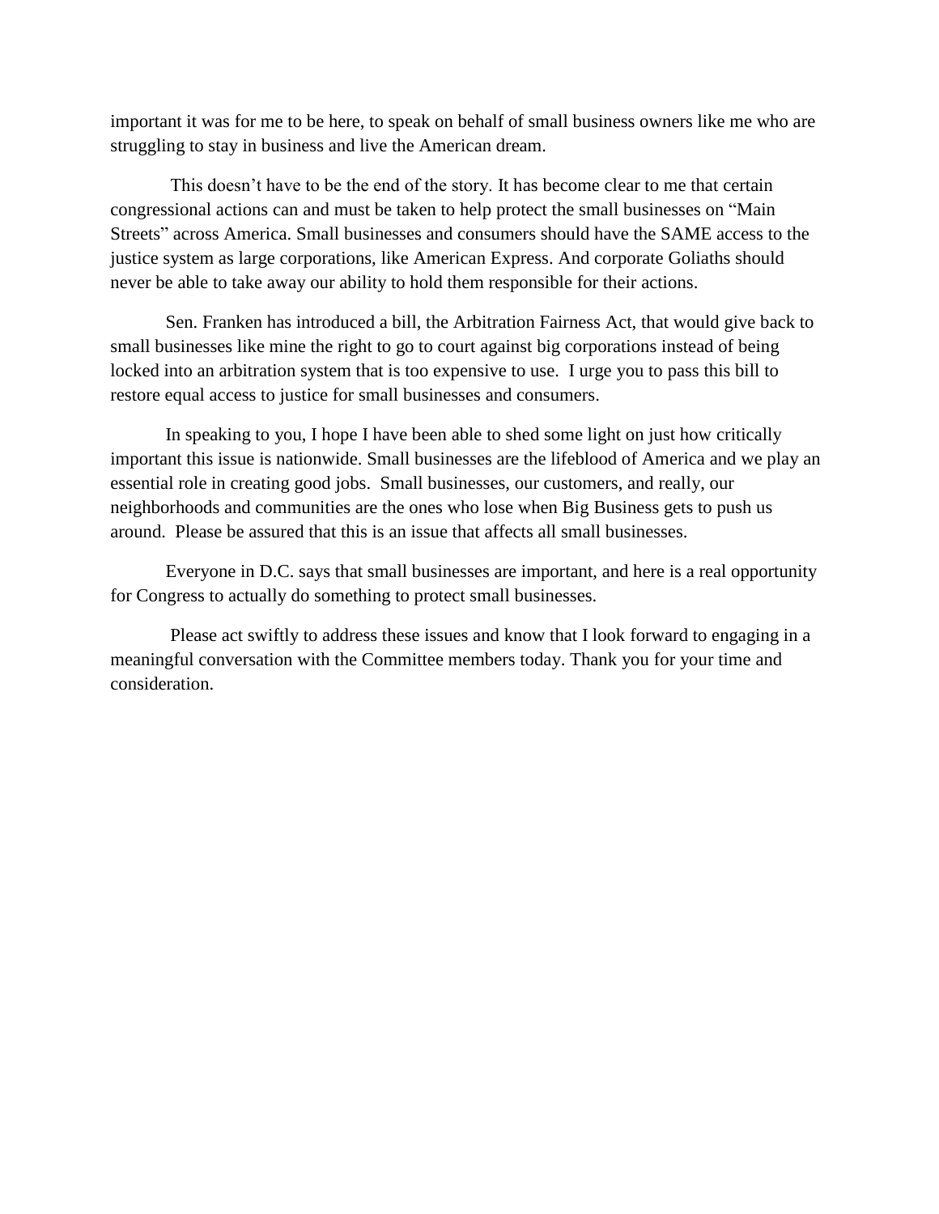important it was for me to be here, to speak on behalf of small business owners like me who are struggling to stay in business and live the American dream.

This doesn't have to be the end of the story. It has become clear to me that certain congressional actions can and must be taken to help protect the small businesses on "Main Streets" across America. Small businesses and consumers should have the SAME access to the justice system as large corporations, like American Express. And corporate Goliaths should never be able to take away our ability to hold them responsible for their actions.

Sen. Franken has introduced a bill, the Arbitration Fairness Act, that would give back to small businesses like mine the right to go to court against big corporations instead of being locked into an arbitration system that is too expensive to use. I urge you to pass this bill to restore equal access to justice for small businesses and consumers.

In speaking to you, I hope I have been able to shed some light on just how critically important this issue is nationwide. Small businesses are the lifeblood of America and we play an essential role in creating good jobs. Small businesses, our customers, and really, our neighborhoods and communities are the ones who lose when Big Business gets to push us around. Please be assured that this is an issue that affects all small businesses.

Everyone in D.C. says that small businesses are important, and here is a real opportunity for Congress to actually do something to protect small businesses.

Please act swiftly to address these issues and know that I look forward to engaging in a meaningful conversation with the Committee members today. Thank you for your time and consideration.